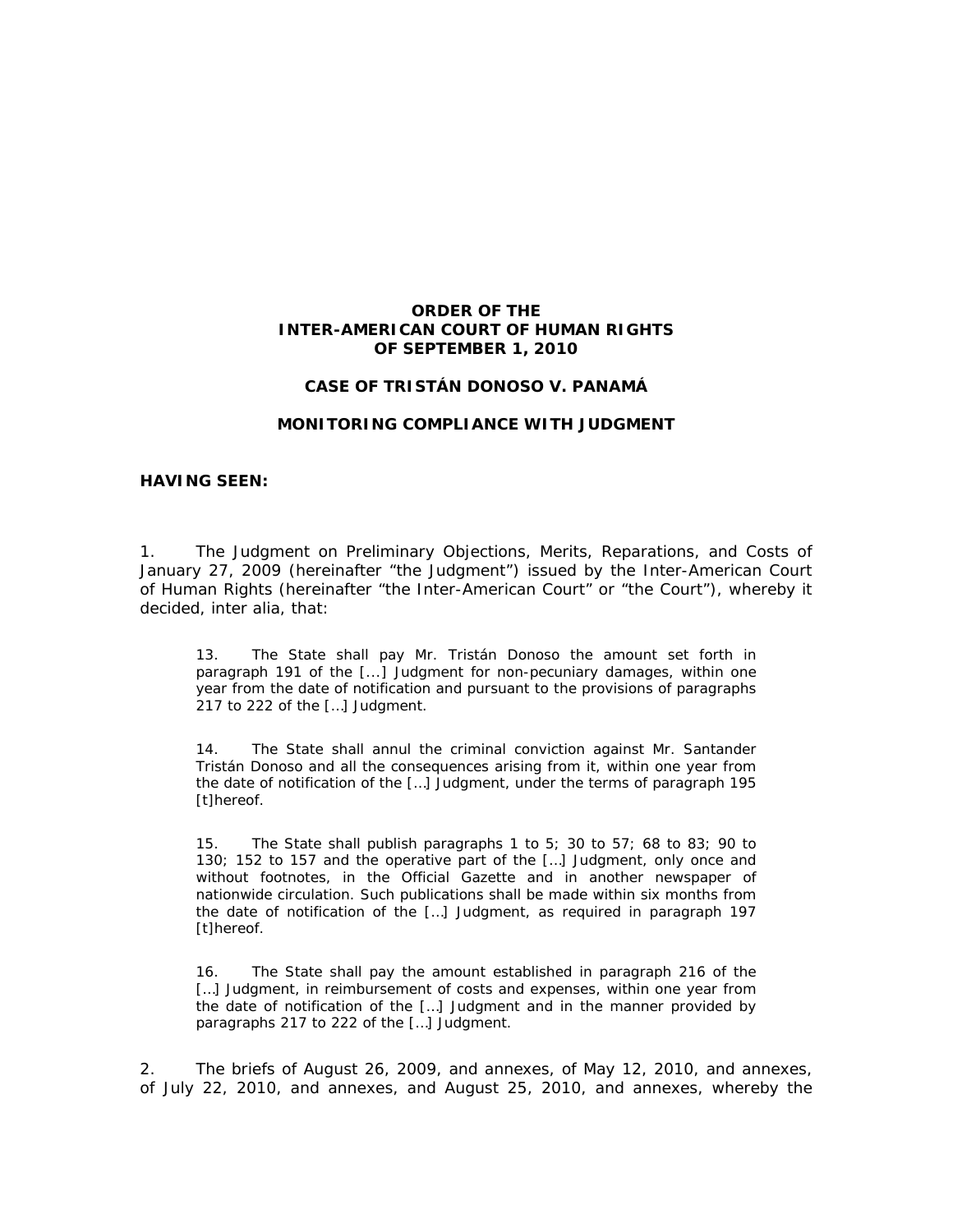**ORDER OF THE**
**INTER-AMERICAN COURT OF HUMAN RIGHTS**
**OF SEPTEMBER 1, 2010**

**CASE OF TRISTÁN DONOSO V. PANAMÁ**

**MONITORING COMPLIANCE WITH JUDGMENT**

**HAVING SEEN:**

1. The Judgment on Preliminary Objections, Merits, Reparations, and Costs of January 27, 2009 (hereinafter "the Judgment") issued by the Inter-American Court of Human Rights (hereinafter "the Inter-American Court" or "the Court"), whereby it decided, inter alia, that:

> 13. The State shall pay Mr. Tristán Donoso the amount set forth in paragraph 191 of the [...] Judgment for non-pecuniary damages, within one year from the date of notification and pursuant to the provisions of paragraphs 217 to 222 of the […] Judgment.
>
> 14. The State shall annul the criminal conviction against Mr. Santander Tristán Donoso and all the consequences arising from it, within one year from the date of notification of the […] Judgment, under the terms of paragraph 195 [t]hereof.
>
> 15. The State shall publish paragraphs 1 to 5; 30 to 57; 68 to 83; 90 to 130; 152 to 157 and the operative part of the […] Judgment, only once and without footnotes, in the Official Gazette and in another newspaper of nationwide circulation. Such publications shall be made within six months from the date of notification of the […] Judgment, as required in paragraph 197 [t]hereof.
>
> 16. The State shall pay the amount established in paragraph 216 of the […] Judgment, in reimbursement of costs and expenses, within one year from the date of notification of the […] Judgment and in the manner provided by paragraphs 217 to 222 of the […] Judgment.

2. The briefs of August 26, 2009, and annexes, of May 12, 2010, and annexes, of July 22, 2010, and annexes, and August 25, 2010, and annexes, whereby the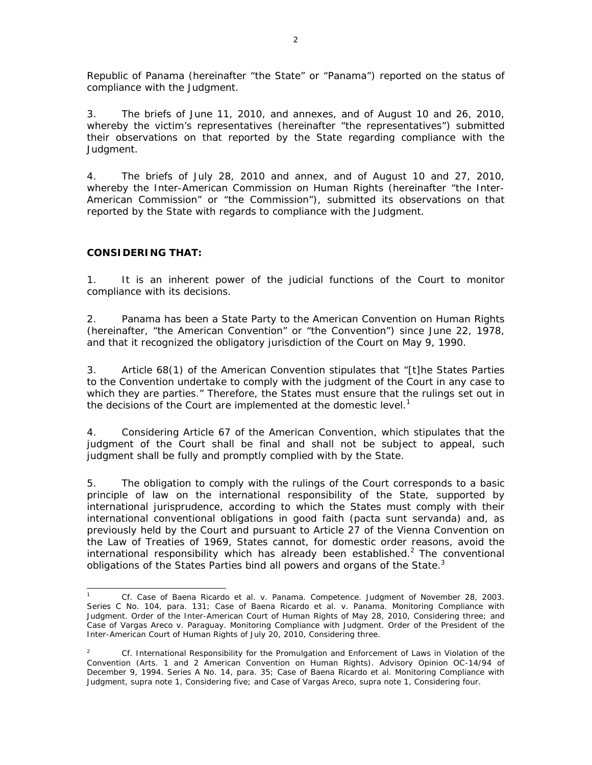Republic of Panama (hereinafter “the State” or “Panama”) reported on the status of compliance with the Judgment.

3. The briefs of June 11, 2010, and annexes, and of August 10 and 26, 2010, whereby the victim’s representatives (hereinafter “the representatives”) submitted their observations on that reported by the State regarding compliance with the Judgment.

4. The briefs of July 28, 2010 and annex, and of August 10 and 27, 2010, whereby the Inter-American Commission on Human Rights (hereinafter “the Inter-American Commission” or “the Commission”), submitted its observations on that reported by the State with regards to compliance with the Judgment.

**CONSIDERING THAT:**

1. It is an inherent power of the judicial functions of the Court to monitor compliance with its decisions.

2. Panama has been a State Party to the American Convention on Human Rights (hereinafter, “the American Convention” or “the Convention”) since June 22, 1978, and that it recognized the obligatory jurisdiction of the Court on May 9, 1990.

3. Article 68(1) of the American Convention stipulates that “[t]he States Parties to the Convention undertake to comply with the judgment of the Court in any case to which they are parties.” Therefore, the States must ensure that the rulings set out in the decisions of the Court are implemented at the domestic level.[1]

4. Considering Article 67 of the American Convention, which stipulates that the judgment of the Court shall be final and shall not be subject to appeal, such judgment shall be fully and promptly complied with by the State.

5. The obligation to comply with the rulings of the Court corresponds to a basic principle of law on the international responsibility of the State, supported by international jurisprudence, according to which the States must comply with their international conventional obligations in good faith (*pacta sunt servanda*) and, as previously held by the Court and pursuant to Article 27 of the Vienna Convention on the Law of Treaties of 1969, States cannot, for domestic order reasons, avoid the international responsibility which has already been established.[2] The conventional obligations of the States Parties bind all powers and organs of the State.[3]

---

[1] *Cf. Case of Baena Ricardo et al. v. Panama. Competence.* Judgment of November 28, 2003. Series C No. 104, para. 131; *Case of Baena Ricardo et al. v. Panama. Monitoring Compliance with Judgment.* Order of the Inter-American Court of Human Rights of May 28, 2010, Considering three; and *Case of Vargas Areco v. Paraguay. Monitoring Compliance with Judgment.* Order of the President of the Inter-American Court of Human Rights of July 20, 2010, Considering three.

[2] *Cf. International Responsibility for the Promulgation and Enforcement of Laws in Violation of the Convention (Arts. 1 and 2 American Convention on Human Rights).* Advisory Opinion OC-14/94 of December 9, 1994. Series A No. 14, para. 35; *Case of Baena Ricardo et al. Monitoring Compliance with Judgment, supra* note 1, Considering five; and *Case of Vargas Areco, supra* note 1, Considering four.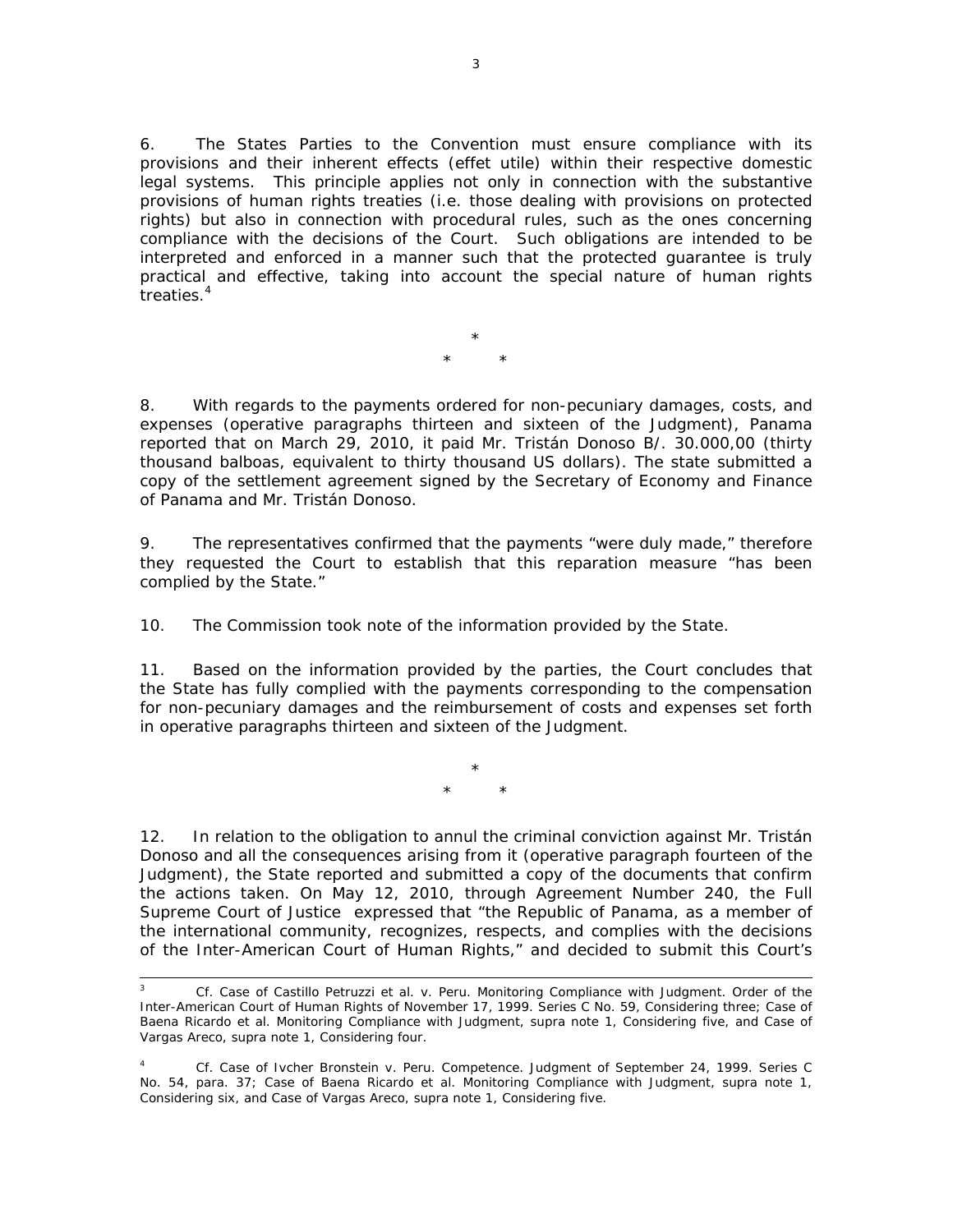6. The States Parties to the Convention must ensure compliance with its provisions and their inherent effects (effet utile) within their respective domestic legal systems. This principle applies not only in connection with the substantive provisions of human rights treaties (i.e. those dealing with provisions on protected rights) but also in connection with procedural rules, such as the ones concerning compliance with the decisions of the Court. Such obligations are intended to be interpreted and enforced in a manner such that the protected guarantee is truly practical and effective, taking into account the special nature of human rights treaties.[4]

\*
\* \*

8. With regards to the payments ordered for non-pecuniary damages, costs, and expenses (operative paragraphs thirteen and sixteen of the Judgment), Panama reported that on March 29, 2010, it paid Mr. Tristán Donoso B/. 30.000,00 (thirty thousand balboas, equivalent to thirty thousand US dollars). The state submitted a copy of the settlement agreement signed by the Secretary of Economy and Finance of Panama and Mr. Tristán Donoso.

9. The representatives confirmed that the payments "were duly made," therefore they requested the Court to establish that this reparation measure "has been complied by the State."

10. The Commission took note of the information provided by the State.

11. Based on the information provided by the parties, the Court concludes that the State has fully complied with the payments corresponding to the compensation for non-pecuniary damages and the reimbursement of costs and expenses set forth in operative paragraphs thirteen and sixteen of the Judgment.

\*
\* \*

12. In relation to the obligation to annul the criminal conviction against Mr. Tristán Donoso and all the consequences arising from it (operative paragraph fourteen of the Judgment), the State reported and submitted a copy of the documents that confirm the actions taken. On May 12, 2010, through Agreement Number 240, the Full Supreme Court of Justice expressed that "the Republic of Panama, as a member of the international community, recognizes, respects, and complies with the decisions of the Inter-American Court of Human Rights," and decided to submit this Court's

---

[3] *Cf. Case of Castillo Petruzzi et al. v. Peru. Monitoring Compliance with Judgment.* Order of the Inter-American Court of Human Rights of November 17, 1999. Series C No. 59, Considering three; *Case of Baena Ricardo et al. Monitoring Compliance with Judgment, supra* note 1, Considering five, and *Case of Vargas Areco, supra* note 1, Considering four.

[4] *Cf. Case of Ivcher Bronstein v. Peru. Competence.* Judgment of September 24, 1999. Series C No. 54, para. 37; *Case of Baena Ricardo et al. Monitoring Compliance with Judgment, supra* note 1, Considering six, and *Case of Vargas Areco, supra* note 1, Considering five.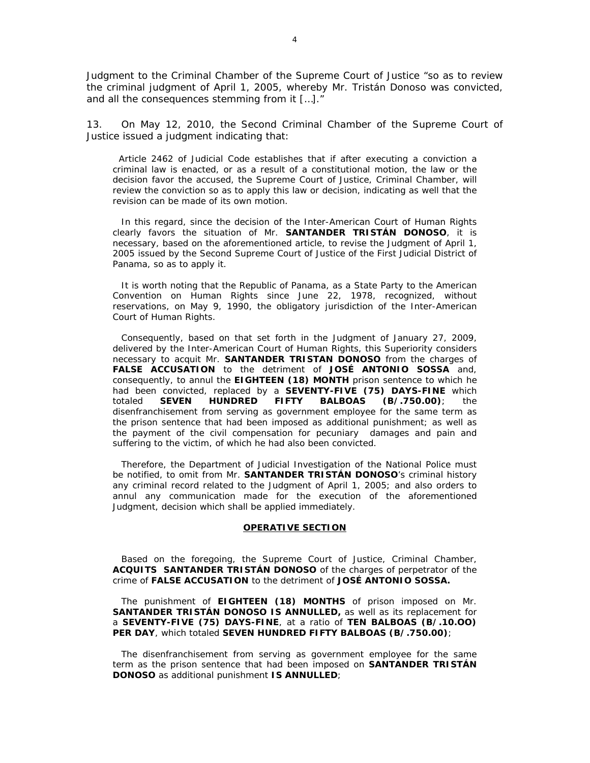Judgment to the Criminal Chamber of the Supreme Court of Justice "so as to review the criminal judgment of April 1, 2005, whereby Mr. Tristán Donoso was convicted, and all the consequences stemming from it […]."

13. On May 12, 2010, the Second Criminal Chamber of the Supreme Court of Justice issued a judgment indicating that:

> Article 2462 of Judicial Code establishes that if after executing a conviction a criminal law is enacted, or as a result of a constitutional motion, the law or the decision favor the accused, the Supreme Court of Justice, Criminal Chamber, will review the conviction so as to apply this law or decision, indicating as well that the revision can be made of its own motion.
>
> In this regard, since the decision of the Inter-American Court of Human Rights clearly favors the situation of Mr. **SANTANDER TRISTÁN DONOSO**, it is necessary, based on the aforementioned article, to revise the Judgment of April 1, 2005 issued by the Second Supreme Court of Justice of the First Judicial District of Panama, so as to apply it.
>
> It is worth noting that the Republic of Panama, as a State Party to the American Convention on Human Rights since June 22, 1978, recognized, without reservations, on May 9, 1990, the obligatory jurisdiction of the Inter-American Court of Human Rights.
>
> Consequently, based on that set forth in the Judgment of January 27, 2009, delivered by the Inter-American Court of Human Rights, this Superiority considers necessary to acquit Mr. **SANTANDER TRISTAN DONOSO** from the charges of **FALSE ACCUSATION** to the detriment of **JOSÉ ANTONIO SOSSA** and, consequently, to annul the **EIGHTEEN (18) MONTH** prison sentence to which he had been convicted, replaced by a **SEVENTY-FIVE (75) DAYS-FINE** which totaled **SEVEN HUNDRED FIFTY BALBOAS (B/.750.00)**; the disenfranchisement from serving as government employee for the same term as the prison sentence that had been imposed as additional punishment; as well as the payment of the civil compensation for pecuniary damages and pain and suffering to the victim, of which he had also been convicted.
>
> Therefore, the Department of Judicial Investigation of the National Police must be notified, to omit from Mr. **SANTANDER TRISTÁN DONOSO**'s criminal history any criminal record related to the Judgment of April 1, 2005; and also orders to annul any communication made for the execution of the aforementioned Judgment, decision which shall be applied immediately.
>
> **OPERATIVE SECTION**
>
> Based on the foregoing, the Supreme Court of Justice, Criminal Chamber, **ACQUITS SANTANDER TRISTÁN DONOSO** of the charges of perpetrator of the crime of **FALSE ACCUSATION** to the detriment of **JOSÉ ANTONIO SOSSA.**
>
> The punishment of **EIGHTEEN (18) MONTHS** of prison imposed on Mr. **SANTANDER TRISTÁN DONOSO IS ANNULLED,** as well as its replacement for a **SEVENTY-FIVE (75) DAYS-FINE**, at a ratio of **TEN BALBOAS (B/.10.OO) PER DAY**, which totaled **SEVEN HUNDRED FIFTY BALBOAS (B/.750.00)**;
>
> The disenfranchisement from serving as government employee for the same term as the prison sentence that had been imposed on **SANTANDER TRISTÁN DONOSO** as additional punishment **IS ANNULLED**;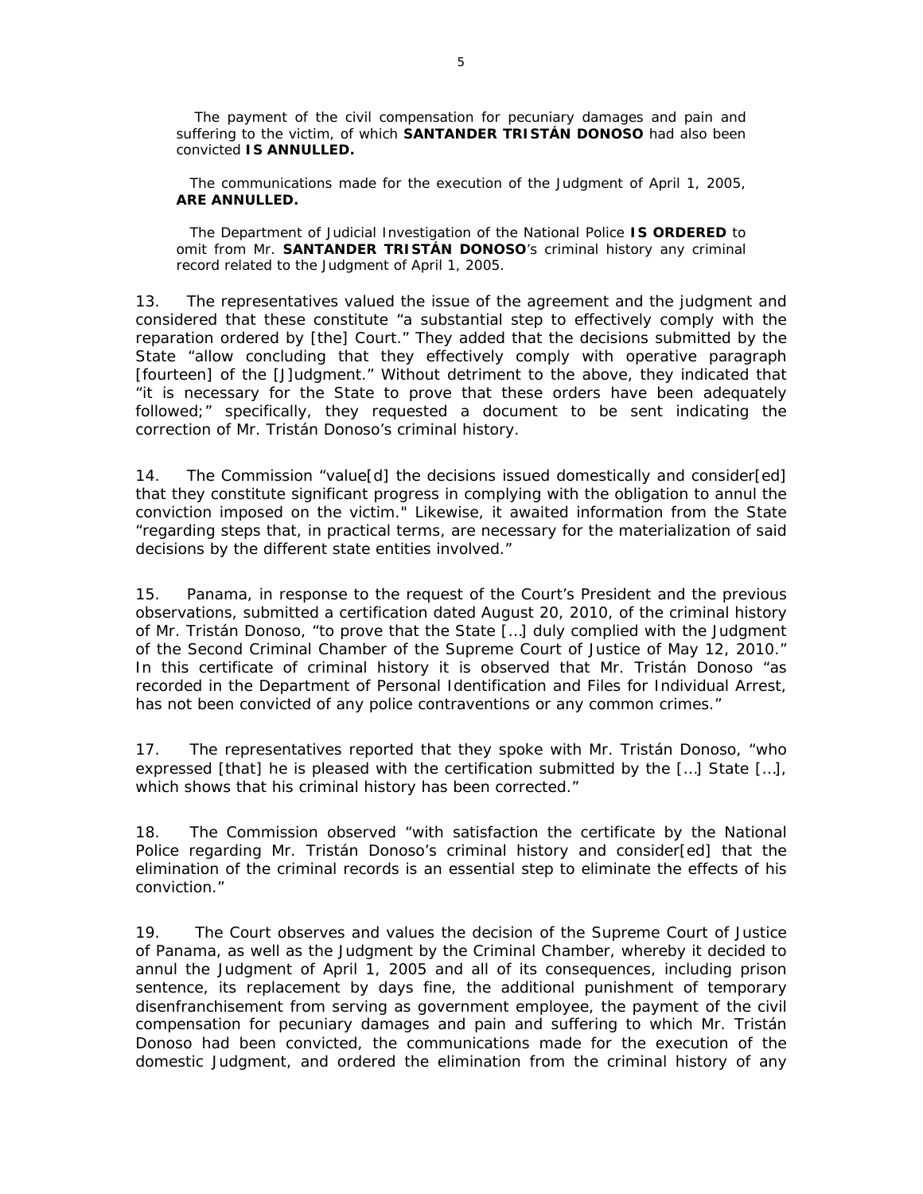The payment of the civil compensation for pecuniary damages and pain and suffering to the victim, of which **SANTANDER TRISTÁN DONOSO** had also been convicted **IS ANNULLED.**

The communications made for the execution of the Judgment of April 1, 2005, **ARE ANNULLED.**

The Department of Judicial Investigation of the National Police **IS ORDERED** to omit from Mr. **SANTANDER TRISTÁN DONOSO**'s criminal history any criminal record related to the Judgment of April 1, 2005.

13. The representatives valued the issue of the agreement and the judgment and considered that these constitute "a substantial step to effectively comply with the reparation ordered by [the] Court." They added that the decisions submitted by the State "allow concluding that they effectively comply with operative paragraph [fourteen] of the [J]Judgment." Without detriment to the above, they indicated that "it is necessary for the State to prove that these orders have been adequately followed;" specifically, they requested a document to be sent indicating the correction of Mr. Tristán Donoso's criminal history.

14. The Commission "value[d] the decisions issued domestically and consider[ed] that they constitute significant progress in complying with the obligation to annul the conviction imposed on the victim." Likewise, it awaited information from the State "regarding steps that, in practical terms, are necessary for the materialization of said decisions by the different state entities involved."

15. Panama, in response to the request of the Court's President and the previous observations, submitted a certification dated August 20, 2010, of the criminal history of Mr. Tristán Donoso, "to prove that the State […] duly complied with the Judgment of the Second Criminal Chamber of the Supreme Court of Justice of May 12, 2010." In this certificate of criminal history it is observed that Mr. Tristán Donoso "as recorded in the Department of Personal Identification and Files for Individual Arrest, has not been convicted of any police contraventions or any common crimes."

17. The representatives reported that they spoke with Mr. Tristán Donoso, "who expressed [that] he is pleased with the certification submitted by the […] State […], which shows that his criminal history has been corrected."

18. The Commission observed "with satisfaction the certificate by the National Police regarding Mr. Tristán Donoso's criminal history and consider[ed] that the elimination of the criminal records is an essential step to eliminate the effects of his conviction."

19. The Court observes and values the decision of the Supreme Court of Justice of Panama, as well as the Judgment by the Criminal Chamber, whereby it decided to annul the Judgment of April 1, 2005 and all of its consequences, including prison sentence, its replacement by days fine, the additional punishment of temporary disenfranchisement from serving as government employee, the payment of the civil compensation for pecuniary damages and pain and suffering to which Mr. Tristán Donoso had been convicted, the communications made for the execution of the domestic Judgment, and ordered the elimination from the criminal history of any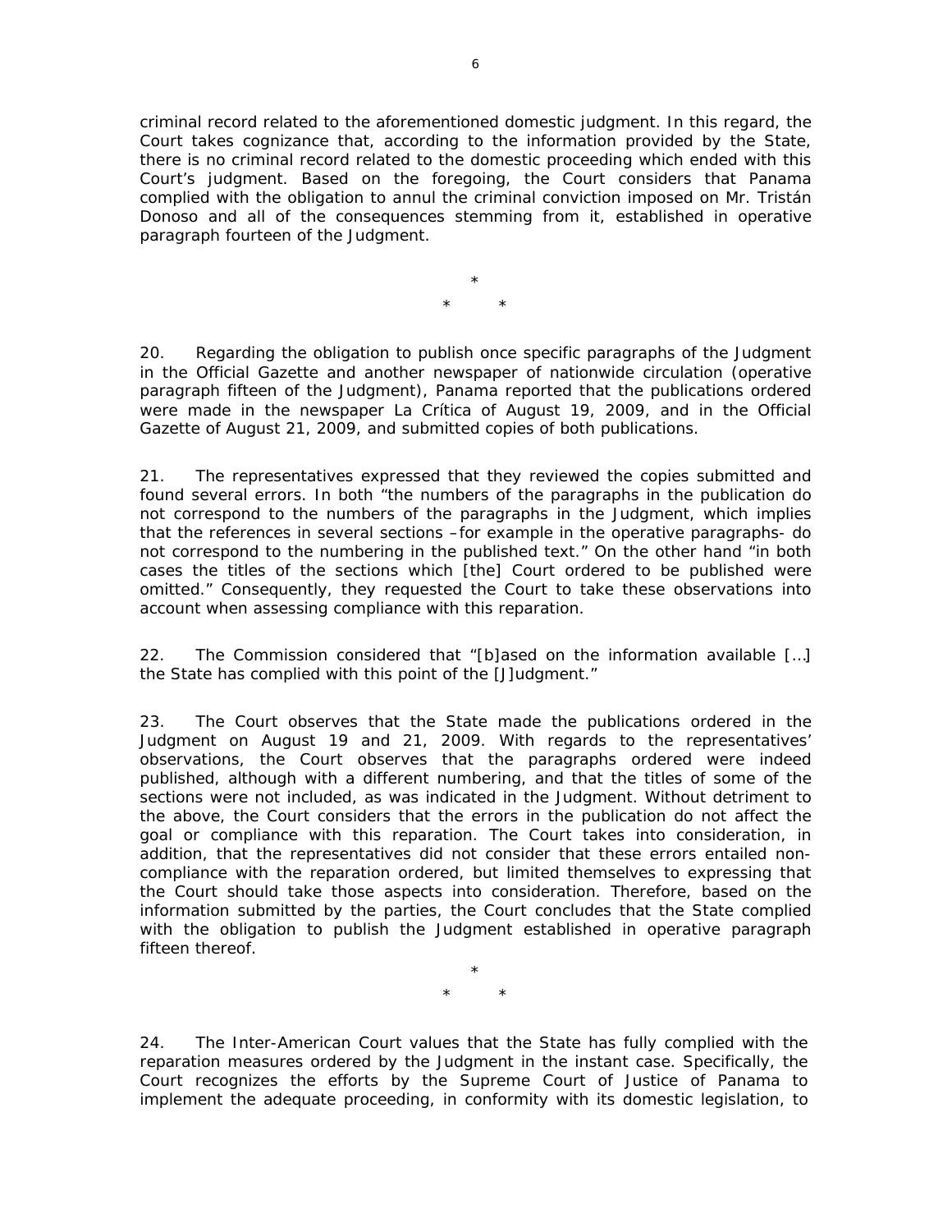criminal record related to the aforementioned domestic judgment. In this regard, the Court takes cognizance that, according to the information provided by the State, there is no criminal record related to the domestic proceeding which ended with this Court's judgment. Based on the foregoing, the Court considers that Panama complied with the obligation to annul the criminal conviction imposed on Mr. Tristán Donoso and all of the consequences stemming from it, established in operative paragraph fourteen of the Judgment.

*

\*         *

20. Regarding the obligation to publish once specific paragraphs of the Judgment in the Official Gazette and another newspaper of nationwide circulation (operative paragraph fifteen of the Judgment), Panama reported that the publications ordered were made in the newspaper La Crítica of August 19, 2009, and in the Official Gazette of August 21, 2009, and submitted copies of both publications.

21. The representatives expressed that they reviewed the copies submitted and found several errors. In both "the numbers of the paragraphs in the publication do not correspond to the numbers of the paragraphs in the Judgment, which implies that the references in several sections –for example in the operative paragraphs- do not correspond to the numbering in the published text." On the other hand "in both cases the titles of the sections which [the] Court ordered to be published were omitted." Consequently, they requested the Court to take these observations into account when assessing compliance with this reparation.

22. The Commission considered that "[b]ased on the information available […] the State has complied with this point of the [J]judgment."

23. The Court observes that the State made the publications ordered in the Judgment on August 19 and 21, 2009. With regards to the representatives' observations, the Court observes that the paragraphs ordered were indeed published, although with a different numbering, and that the titles of some of the sections were not included, as was indicated in the Judgment. Without detriment to the above, the Court considers that the errors in the publication do not affect the goal or compliance with this reparation. The Court takes into consideration, in addition, that the representatives did not consider that these errors entailed non-compliance with the reparation ordered, but limited themselves to expressing that the Court should take those aspects into consideration. Therefore, based on the information submitted by the parties, the Court concludes that the State complied with the obligation to publish the Judgment established in operative paragraph fifteen thereof.

*

\*         *

24. The Inter-American Court values that the State has fully complied with the reparation measures ordered by the Judgment in the instant case. Specifically, the Court recognizes the efforts by the Supreme Court of Justice of Panama to implement the adequate proceeding, in conformity with its domestic legislation, to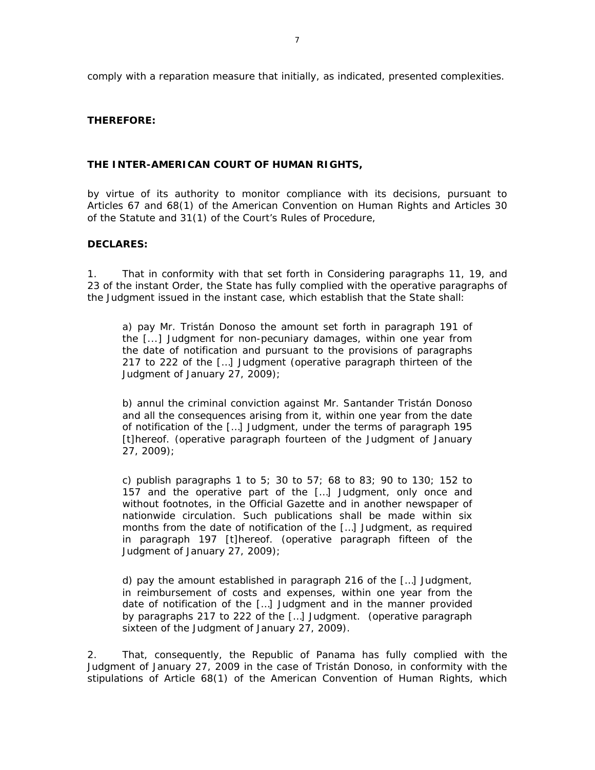comply with a reparation measure that initially, as indicated, presented complexities.

**THEREFORE:**

**THE INTER-AMERICAN COURT OF HUMAN RIGHTS,**

by virtue of its authority to monitor compliance with its decisions, pursuant to Articles 67 and 68(1) of the American Convention on Human Rights and Articles 30 of the Statute and 31(1) of the Court's Rules of Procedure,

**DECLARES:**

1. That in conformity with that set forth in Considering paragraphs 11, 19, and 23 of the instant Order, the State has fully complied with the operative paragraphs of the Judgment issued in the instant case, which establish that the State shall:

> a) pay Mr. Tristán Donoso the amount set forth in paragraph 191 of the [...] Judgment for non-pecuniary damages, within one year from the date of notification and pursuant to the provisions of paragraphs 217 to 222 of the […] Judgment (operative paragraph thirteen of the Judgment of January 27, 2009);
>
> b) annul the criminal conviction against Mr. Santander Tristán Donoso and all the consequences arising from it, within one year from the date of notification of the […] Judgment, under the terms of paragraph 195 [t]hereof. (operative paragraph fourteen of the Judgment of January 27, 2009);
>
> c) publish paragraphs 1 to 5; 30 to 57; 68 to 83; 90 to 130; 152 to 157 and the operative part of the […] Judgment, only once and without footnotes, in the Official Gazette and in another newspaper of nationwide circulation. Such publications shall be made within six months from the date of notification of the […] Judgment, as required in paragraph 197 [t]hereof. (operative paragraph fifteen of the Judgment of January 27, 2009);
>
> d) pay the amount established in paragraph 216 of the […] Judgment, in reimbursement of costs and expenses, within one year from the date of notification of the […] Judgment and in the manner provided by paragraphs 217 to 222 of the […] Judgment. (operative paragraph sixteen of the Judgment of January 27, 2009).

2. That, consequently, the Republic of Panama has fully complied with the Judgment of January 27, 2009 in the case of Tristán Donoso, in conformity with the stipulations of Article 68(1) of the American Convention of Human Rights, which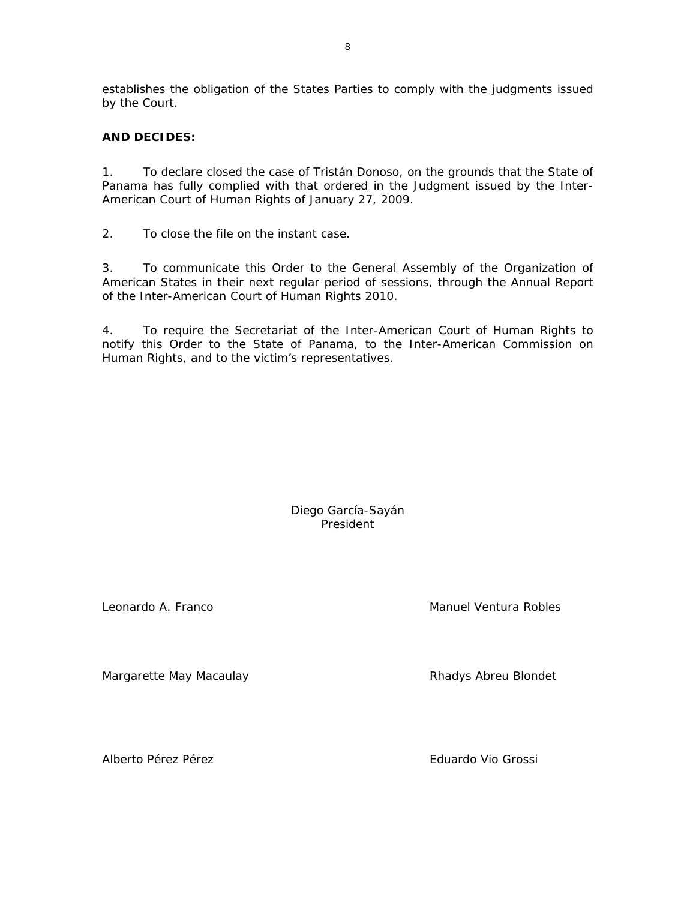establishes the obligation of the States Parties to comply with the judgments issued by the Court.

**AND DECIDES:**

1. To declare closed the case of Tristán Donoso, on the grounds that the State of Panama has fully complied with that ordered in the Judgment issued by the Inter-American Court of Human Rights of January 27, 2009.

2. To close the file on the instant case.

3. To communicate this Order to the General Assembly of the Organization of American States in their next regular period of sessions, through the Annual Report of the Inter-American Court of Human Rights 2010.

4. To require the Secretariat of the Inter-American Court of Human Rights to notify this Order to the State of Panama, to the Inter-American Commission on Human Rights, and to the victim's representatives.

Diego García-Sayán
President

Leonardo A. Franco

Manuel Ventura Robles

Margarette May Macaulay

Rhadys Abreu Blondet

Alberto Pérez Pérez

Eduardo Vio Grossi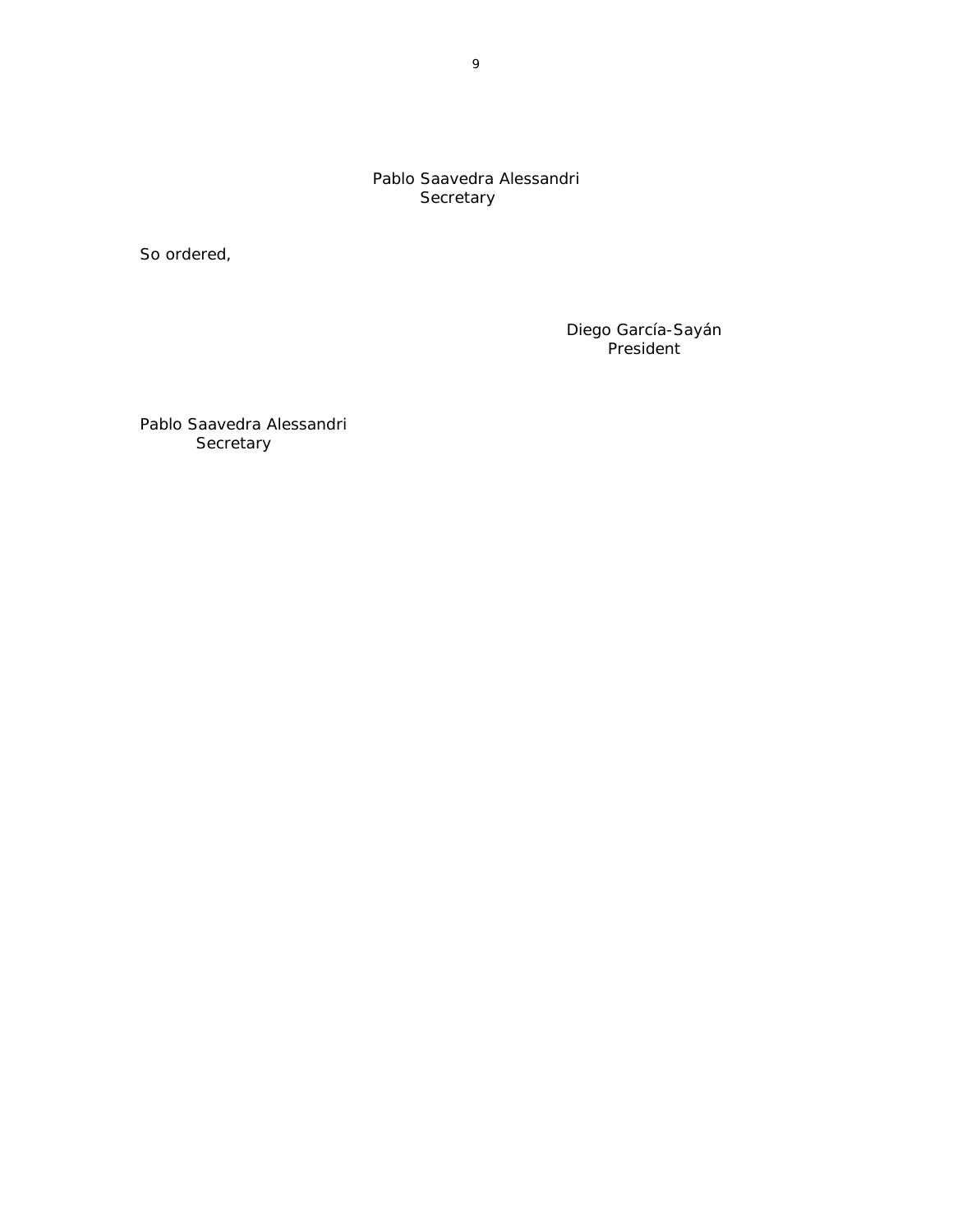Pablo Saavedra Alessandri
Secretary

So ordered,

Diego García-Sayán
President

Pablo Saavedra Alessandri
Secretary